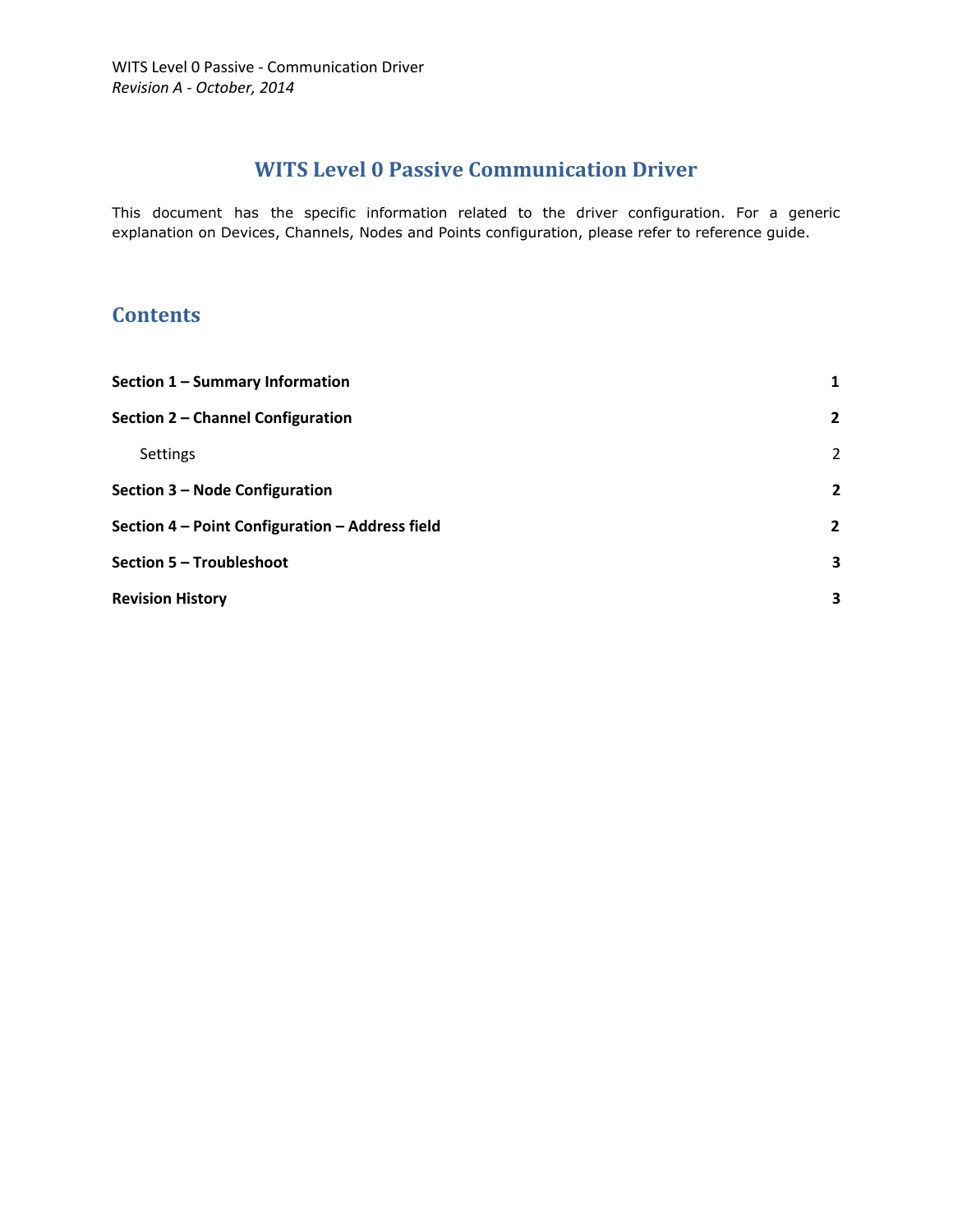# WITS Level 0 Passive Communication Driver

This document has the specific information related to the driver configuration. For a generic explanation on Devices, Channels, Nodes and Points configuration, please refer to reference guide.

## Contents

**Section 1 – Summary Information** **1**

**Section 2 – Channel Configuration** **2**

Settings 2

**Section 3 – Node Configuration** **2**

**Section 4 – Point Configuration – Address field** **2**

**Section 5 – Troubleshoot** **3**

**Revision History** **3**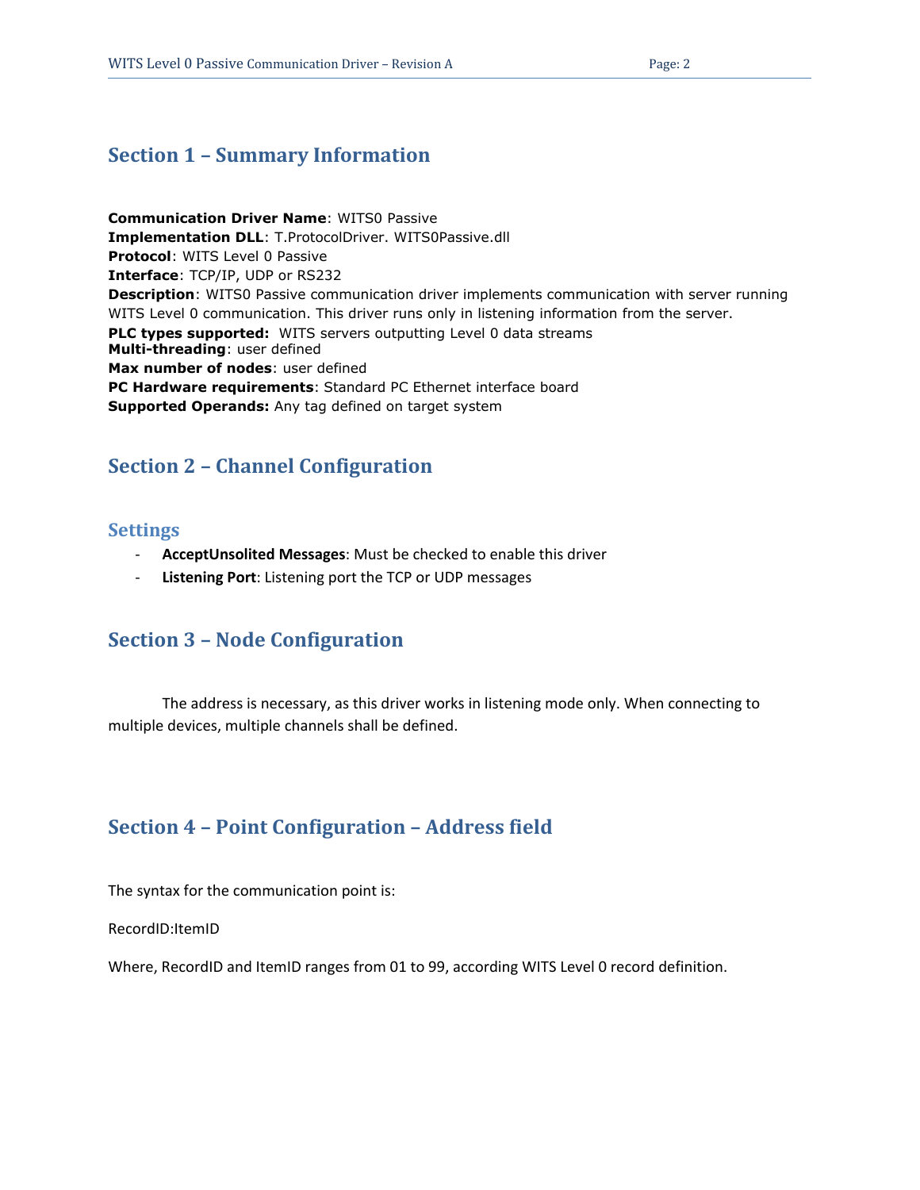## Section 1 – Summary Information

**Communication Driver Name**: WITS0 Passive
**Implementation DLL**: T.ProtocolDriver. WITS0Passive.dll
**Protocol**: WITS Level 0 Passive
**Interface**: TCP/IP, UDP or RS232
**Description**: WITS0 Passive communication driver implements communication with server running WITS Level 0 communication. This driver runs only in listening information from the server.
**PLC types supported:** WITS servers outputting Level 0 data streams
**Multi-threading**: user defined
**Max number of nodes**: user defined
**PC Hardware requirements**: Standard PC Ethernet interface board
**Supported Operands:** Any tag defined on target system

## Section 2 – Channel Configuration

### Settings

- **AcceptUnsolited Messages**: Must be checked to enable this driver
- **Listening Port**: Listening port the TCP or UDP messages

## Section 3 – Node Configuration

The address is necessary, as this driver works in listening mode only. When connecting to multiple devices, multiple channels shall be defined.

## Section 4 – Point Configuration – Address field

The syntax for the communication point is:

RecordID:ItemID

Where, RecordID and ItemID ranges from 01 to 99, according WITS Level 0 record definition.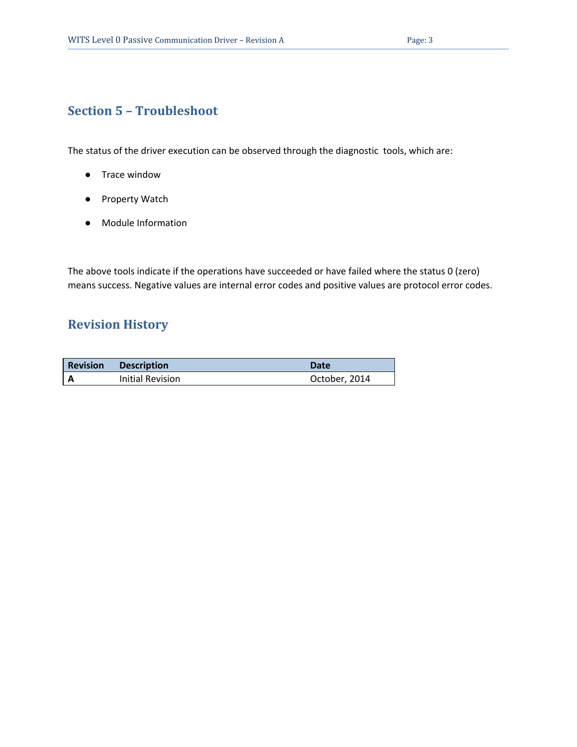## Section 5 – Troubleshoot

The status of the driver execution can be observed through the diagnostic tools, which are:

- Trace window
- Property Watch
- Module Information

The above tools indicate if the operations have succeeded or have failed where the status 0 (zero) means success. Negative values are internal error codes and positive values are protocol error codes.

## Revision History

| Revision | Description | Date |
|---|---|---|
| **A** | Initial Revision | October, 2014 |